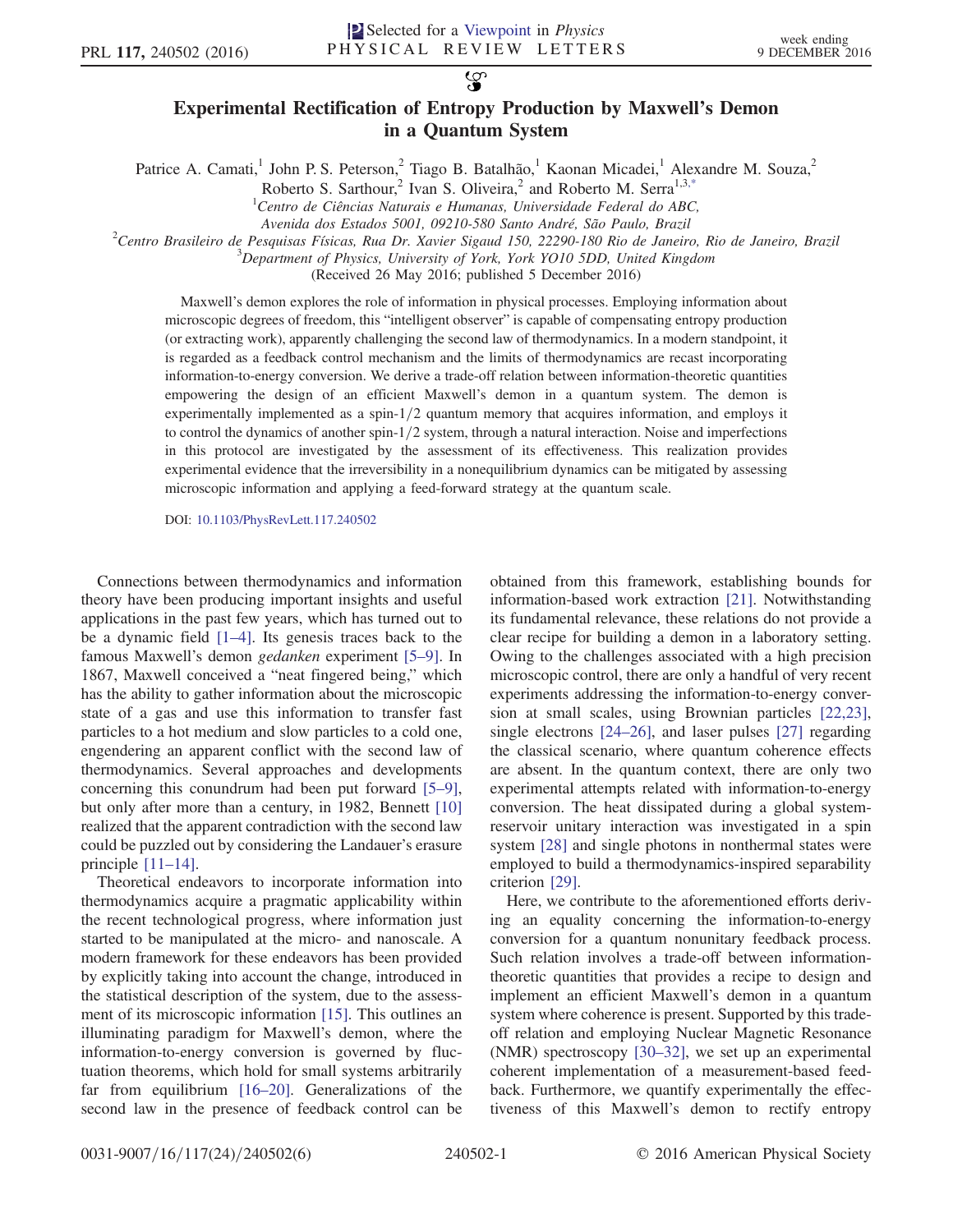# Experimental Rectification of Entropy Production by Maxwell's Demon in a Quantum System

Patrice A. Camati,[1] John P. S. Peterson,[2] Tiago B. Batalhão,[1] Kaonan Micadei,[1] Alexandre M. Souza,[2] Roberto S. Sarthour,[2] Ivan S. Oliveira,[2] and Roberto M. Serra[1,3,*]

[1]*Centro de Ciências Naturais e Humanas, Universidade Federal do ABC, Avenida dos Estados 5001, 09210-580 Santo André, São Paulo, Brazil*

[2]*Centro Brasileiro de Pesquisas Físicas, Rua Dr. Xavier Sigaud 150, 22290-180 Rio de Janeiro, Rio de Janeiro, Brazil*

[3]*Department of Physics, University of York, York YO10 5DD, United Kingdom*

(Received 26 May 2016; published 5 December 2016)

Maxwell's demon explores the role of information in physical processes. Employing information about microscopic degrees of freedom, this "intelligent observer" is capable of compensating entropy production (or extracting work), apparently challenging the second law of thermodynamics. In a modern standpoint, it is regarded as a feedback control mechanism and the limits of thermodynamics are recast incorporating information-to-energy conversion. We derive a trade-off relation between information-theoretic quantities empowering the design of an efficient Maxwell's demon in a quantum system. The demon is experimentally implemented as a spin-1/2 quantum memory that acquires information, and employs it to control the dynamics of another spin-1/2 system, through a natural interaction. Noise and imperfections in this protocol are investigated by the assessment of its effectiveness. This realization provides experimental evidence that the irreversibility in a nonequilibrium dynamics can be mitigated by assessing microscopic information and applying a feed-forward strategy at the quantum scale.

DOI: 10.1103/PhysRevLett.117.240502

Connections between thermodynamics and information theory have been producing important insights and useful applications in the past few years, which has turned out to be a dynamic field [1–4]. Its genesis traces back to the famous Maxwell's demon *gedanken* experiment [5–9]. In 1867, Maxwell conceived a "neat fingered being," which has the ability to gather information about the microscopic state of a gas and use this information to transfer fast particles to a hot medium and slow particles to a cold one, engendering an apparent conflict with the second law of thermodynamics. Several approaches and developments concerning this conundrum had been put forward [5–9], but only after more than a century, in 1982, Bennett [10] realized that the apparent contradiction with the second law could be puzzled out by considering the Landauer's erasure principle [11–14].

Theoretical endeavors to incorporate information into thermodynamics acquire a pragmatic applicability within the recent technological progress, where information just started to be manipulated at the micro- and nanoscale. A modern framework for these endeavors has been provided by explicitly taking into account the change, introduced in the statistical description of the system, due to the assessment of its microscopic information [15]. This outlines an illuminating paradigm for Maxwell's demon, where the information-to-energy conversion is governed by fluctuation theorems, which hold for small systems arbitrarily far from equilibrium [16–20]. Generalizations of the second law in the presence of feedback control can be obtained from this framework, establishing bounds for information-based work extraction [21]. Notwithstanding its fundamental relevance, these relations do not provide a clear recipe for building a demon in a laboratory setting. Owing to the challenges associated with a high precision microscopic control, there are only a handful of very recent experiments addressing the information-to-energy conversion at small scales, using Brownian particles [22,23], single electrons [24–26], and laser pulses [27] regarding the classical scenario, where quantum coherence effects are absent. In the quantum context, there are only two experimental attempts related with information-to-energy conversion. The heat dissipated during a global system-reservoir unitary interaction was investigated in a spin system [28] and single photons in nonthermal states were employed to build a thermodynamics-inspired separability criterion [29].

Here, we contribute to the aforementioned efforts deriving an equality concerning the information-to-energy conversion for a quantum nonunitary feedback process. Such relation involves a trade-off between information-theoretic quantities that provides a recipe to design and implement an efficient Maxwell's demon in a quantum system where coherence is present. Supported by this trade-off relation and employing Nuclear Magnetic Resonance (NMR) spectroscopy [30–32], we set up an experimental coherent implementation of a measurement-based feedback. Furthermore, we quantify experimentally the effectiveness of this Maxwell's demon to rectify entropy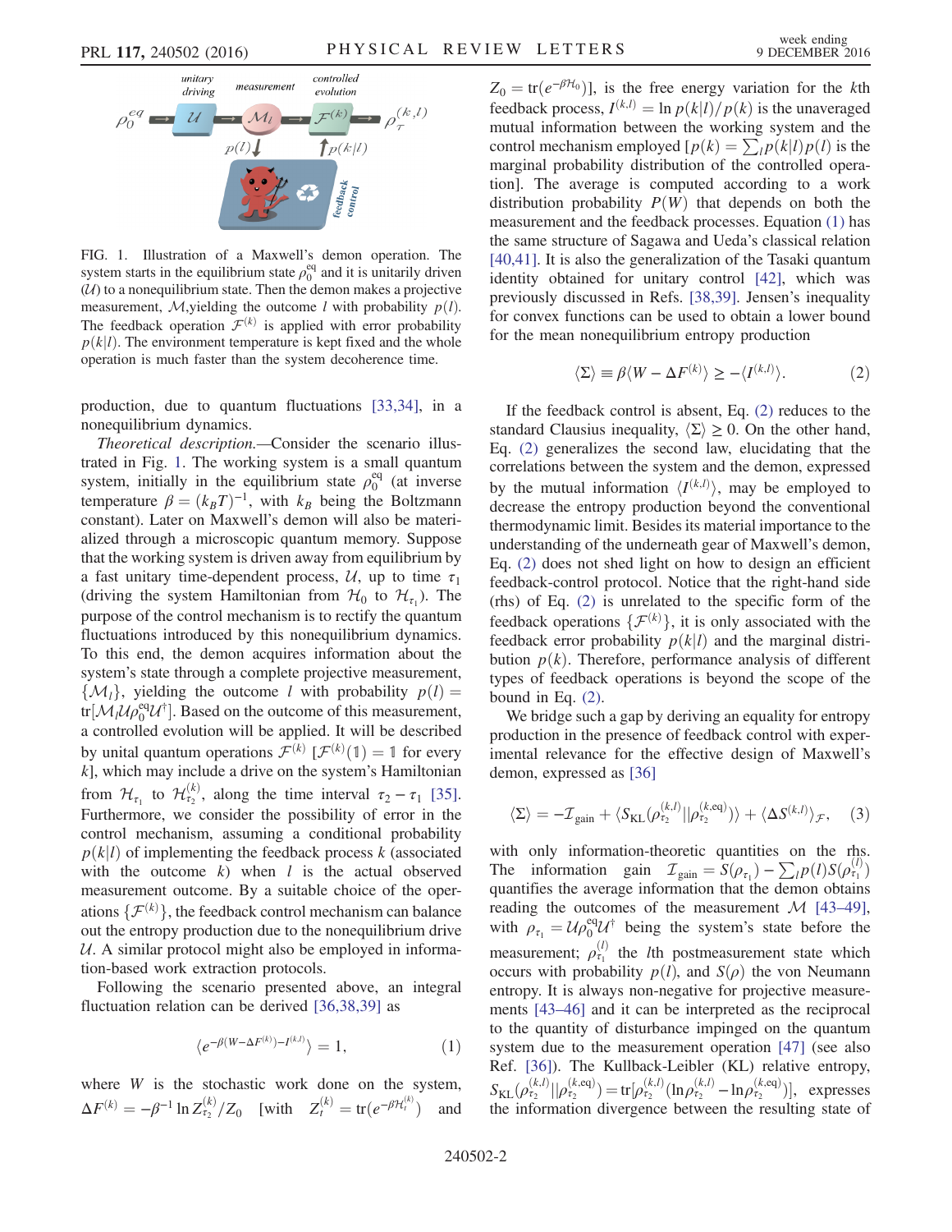FIG. 1. Illustration of a Maxwell's demon operation. The system starts in the equilibrium state $\rho_0^{\rm eq}$ and it is unitarily driven ($\mathcal{U}$) to a nonequilibrium state. Then the demon makes a projective measurement, $\mathcal{M}$, yielding the outcome $l$ with probability $p(l)$. The feedback operation $\mathcal{F}^{(k)}$ is applied with error probability $p(k|l)$. The environment temperature is kept fixed and the whole operation is much faster than the system decoherence time.

production, due to quantum fluctuations [33,34], in a nonequilibrium dynamics.

*Theoretical description.*—Consider the scenario illustrated in Fig. 1. The working system is a small quantum system, initially in the equilibrium state $\rho_0^{\rm eq}$ (at inverse temperature $\beta = (k_B T)^{-1}$, with $k_B$ being the Boltzmann constant). Later on Maxwell's demon will also be materialized through a microscopic quantum memory. Suppose that the working system is driven away from equilibrium by a fast unitary time-dependent process, $\mathcal{U}$, up to time $\tau_1$ (driving the system Hamiltonian from $\mathcal{H}_0$ to $\mathcal{H}_{\tau_1}$). The purpose of the control mechanism is to rectify the quantum fluctuations introduced by this nonequilibrium dynamics. To this end, the demon acquires information about the system's state through a complete projective measurement, $\{\mathcal{M}_l\}$, yielding the outcome $l$ with probability $p(l) = \mathrm{tr}[\mathcal{M}_l \mathcal{U} \rho_0^{\rm eq} \mathcal{U}^\dagger]$. Based on the outcome of this measurement, a controlled evolution will be applied. It will be described by unital quantum operations $\mathcal{F}^{(k)}$ [$\mathcal{F}^{(k)}(\mathbb{1}) = \mathbb{1}$ for every $k$], which may include a drive on the system's Hamiltonian from $\mathcal{H}_{\tau_1}$ to $\mathcal{H}_{\tau_2}^{(k)}$, along the time interval $\tau_2 - \tau_1$ [35]. Furthermore, we consider the possibility of error in the control mechanism, assuming a conditional probability $p(k|l)$ of implementing the feedback process $k$ (associated with the outcome $k$) when $l$ is the actual observed measurement outcome. By a suitable choice of the operations $\{\mathcal{F}^{(k)}\}$, the feedback control mechanism can balance out the entropy production due to the nonequilibrium drive $\mathcal{U}$. A similar protocol might also be employed in information-based work extraction protocols.

Following the scenario presented above, an integral fluctuation relation can be derived [36,38,39] as

$$\langle e^{-\beta(W - \Delta F^{(k)}) - I^{(k,l)}} \rangle = 1, \tag{1}$$

where $W$ is the stochastic work done on the system, $\Delta F^{(k)} = -\beta^{-1} \ln Z_{\tau_2}^{(k)}/Z_0$ [with $Z_t^{(k)} = \mathrm{tr}(e^{-\beta \mathcal{H}_t^{(k)}})$ and $Z_0 = \mathrm{tr}(e^{-\beta \mathcal{H}_0})$], is the free energy variation for the $k$th feedback process, $I^{(k,l)} = \ln p(k|l)/p(k)$ is the unaveraged mutual information between the working system and the control mechanism employed [$p(k) = \sum_l p(k|l)p(l)$ is the marginal probability distribution of the controlled operation]. The average is computed according to a work distribution probability $P(W)$ that depends on both the measurement and the feedback processes. Equation (1) has the same structure of Sagawa and Ueda's classical relation [40,41]. It is also the generalization of the Tasaki quantum identity obtained for unitary control [42], which was previously discussed in Refs. [38,39]. Jensen's inequality for convex functions can be used to obtain a lower bound for the mean nonequilibrium entropy production

$$\langle \Sigma \rangle \equiv \beta \langle W - \Delta F^{(k)} \rangle \geq -\langle I^{(k,l)} \rangle. \tag{2}$$

If the feedback control is absent, Eq. (2) reduces to the standard Clausius inequality, $\langle \Sigma \rangle \geq 0$. On the other hand, Eq. (2) generalizes the second law, elucidating that the correlations between the system and the demon, expressed by the mutual information $\langle I^{(k,l)} \rangle$, may be employed to decrease the entropy production beyond the conventional thermodynamic limit. Besides its material importance to the understanding of the underneath gear of Maxwell's demon, Eq. (2) does not shed light on how to design an efficient feedback-control protocol. Notice that the right-hand side (rhs) of Eq. (2) is unrelated to the specific form of the feedback operations $\{\mathcal{F}^{(k)}\}$, it is only associated with the feedback error probability $p(k|l)$ and the marginal distribution $p(k)$. Therefore, performance analysis of different types of feedback operations is beyond the scope of the bound in Eq. (2).

We bridge such a gap by deriving an equality for entropy production in the presence of feedback control with experimental relevance for the effective design of Maxwell's demon, expressed as [36]

$$\langle \Sigma \rangle = -\mathcal{I}_{\rm gain} + \langle S_{\rm KL}(\rho_{\tau_2}^{(k,l)} || \rho_{\tau_2}^{(k,\rm eq)}) \rangle + \langle \Delta S^{(k,l)} \rangle_{\mathcal{F}}, \tag{3}$$

with only information-theoretic quantities on the rhs. The information gain $\mathcal{I}_{\rm gain} = S(\rho_{\tau_1}) - \sum_l p(l) S(\rho_{\tau_1}^{(l)})$ quantifies the average information that the demon obtains reading the outcomes of the measurement $\mathcal{M}$ [43–49], with $\rho_{\tau_1} = \mathcal{U} \rho_0^{\rm eq} \mathcal{U}^\dagger$ being the system's state before the measurement; $\rho_{\tau_1}^{(l)}$ the $l$th postmeasurement state which occurs with probability $p(l)$, and $S(\rho)$ the von Neumann entropy. It is always non-negative for projective measurements [43–46] and it can be interpreted as the reciprocal to the quantity of disturbance impinged on the quantum system due to the measurement operation [47] (see also Ref. [36]). The Kullback-Leibler (KL) relative entropy, $S_{\rm KL}(\rho_{\tau_2}^{(k,l)} || \rho_{\tau_2}^{(k,\rm eq)}) = \mathrm{tr}[\rho_{\tau_2}^{(k,l)} (\ln \rho_{\tau_2}^{(k,l)} - \ln \rho_{\tau_2}^{(k,\rm eq)})]$, expresses the information divergence between the resulting state of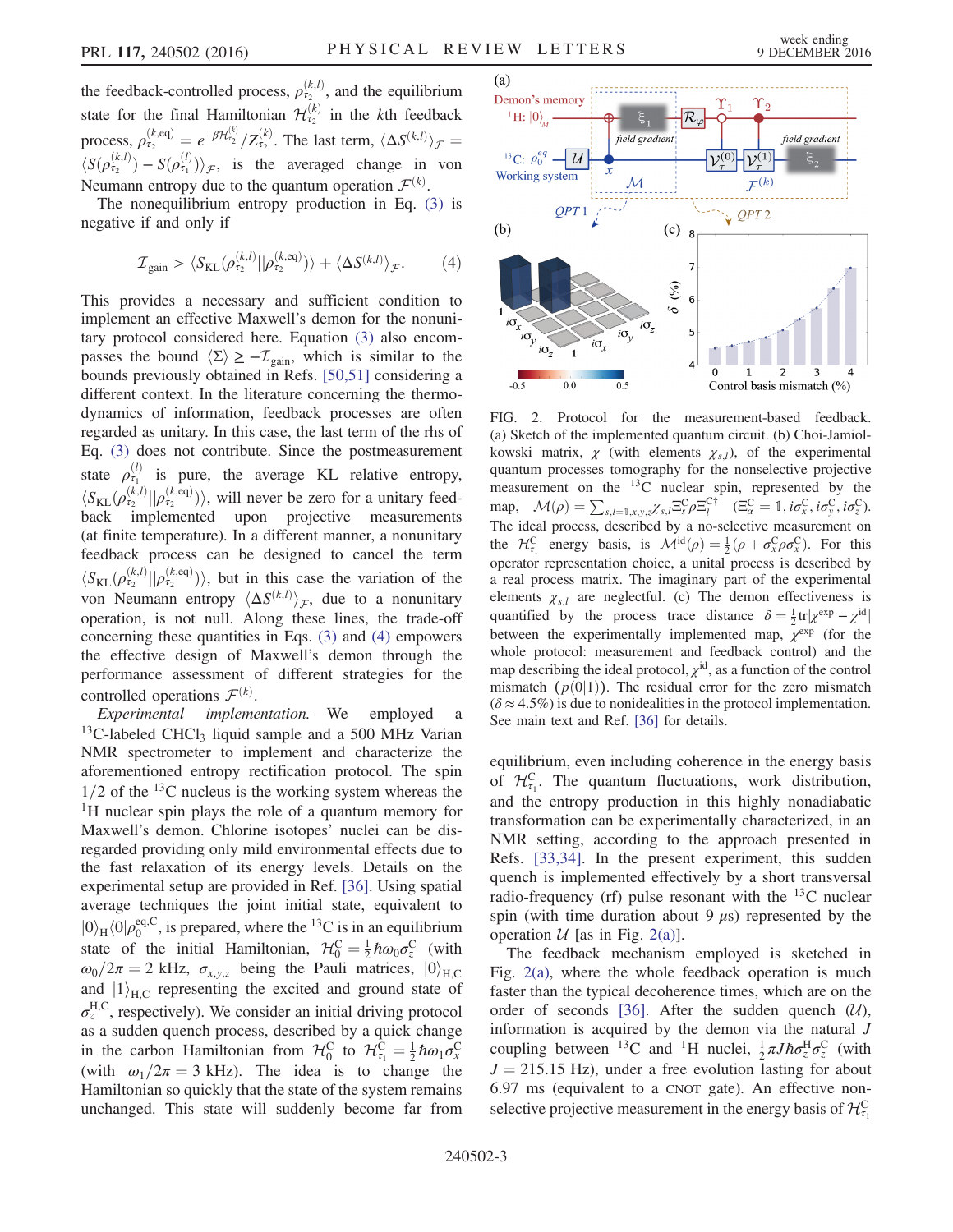the feedback-controlled process, $\rho_{\tau_2}^{(k,l)}$, and the equilibrium state for the final Hamiltonian $\mathcal{H}_{\tau_2}^{(k)}$ in the $k$th feedback process, $\rho_{\tau_2}^{(k,\mathrm{eq})} = e^{-\beta \mathcal{H}_{\tau_2}^{(k)}}/Z_{\tau_2}^{(k)}$. The last term, $\langle \Delta S^{(k,l)} \rangle_{\mathcal{F}} = \langle S(\rho_{\tau_2}^{(k,l)}) - S(\rho_{\tau_1}^{(l)}) \rangle_{\mathcal{F}}$, is the averaged change in von Neumann entropy due to the quantum operation $\mathcal{F}^{(k)}$.

The nonequilibrium entropy production in Eq. (3) is negative if and only if

$$\mathcal{I}_{\mathrm{gain}} > \langle S_{\mathrm{KL}}(\rho_{\tau_2}^{(k,l)} \| \rho_{\tau_2}^{(k,\mathrm{eq})}) \rangle + \langle \Delta S^{(k,l)} \rangle_{\mathcal{F}}. \qquad (4)$$

This provides a necessary and sufficient condition to implement an effective Maxwell's demon for the nonunitary protocol considered here. Equation (3) also encompasses the bound $\langle \Sigma \rangle \geq -\mathcal{I}_{\mathrm{gain}}$, which is similar to the bounds previously obtained in Refs. [50,51] considering a different context. In the literature concerning the thermodynamics of information, feedback processes are often regarded as unitary. In this case, the last term of the rhs of Eq. (3) does not contribute. Since the postmeasurement state $\rho_{\tau_1}^{(l)}$ is pure, the average KL relative entropy, $\langle S_{\mathrm{KL}}(\rho_{\tau_2}^{(k,l)} \| \rho_{\tau_2}^{(k,\mathrm{eq})}) \rangle$, will never be zero for a unitary feedback implemented upon projective measurements (at finite temperature). In a different manner, a nonunitary feedback process can be designed to cancel the term $\langle S_{\mathrm{KL}}(\rho_{\tau_2}^{(k,l)} \| \rho_{\tau_2}^{(k,\mathrm{eq})}) \rangle$, but in this case the variation of the von Neumann entropy $\langle \Delta S^{(k,l)} \rangle_{\mathcal{F}}$, due to a nonunitary operation, is not null. Along these lines, the trade-off concerning these quantities in Eqs. (3) and (4) empowers the effective design of Maxwell's demon through the performance assessment of different strategies for the controlled operations $\mathcal{F}^{(k)}$.

*Experimental implementation.*—We employed a $^{13}$C-labeled $CHCl_3$ liquid sample and a 500 MHz Varian NMR spectrometer to implement and characterize the aforementioned entropy rectification protocol. The spin 1/2 of the $^{13}$C nucleus is the working system whereas the $^{1}$H nuclear spin plays the role of a quantum memory for Maxwell's demon. Chlorine isotopes' nuclei can be disregarded providing only mild environmental effects due to the fast relaxation of its energy levels. Details on the experimental setup are provided in Ref. [36]. Using spatial average techniques the joint initial state, equivalent to $|0\rangle_{\mathrm{H}}\langle 0| \rho_0^{\mathrm{eq,C}}$, is prepared, where the $^{13}$C is in an equilibrium state of the initial Hamiltonian, $\mathcal{H}_0^{\mathrm{C}} = \frac{1}{2}\hbar\omega_0\sigma_z^{\mathrm{C}}$ (with $\omega_0/2\pi = 2$ kHz, $\sigma_{x,y,z}$ being the Pauli matrices, $|0\rangle_{\mathrm{H,C}}$ and $|1\rangle_{\mathrm{H,C}}$ representing the excited and ground state of $\sigma_z^{\mathrm{H,C}}$, respectively). We consider an initial driving protocol as a sudden quench process, described by a quick change in the carbon Hamiltonian from $\mathcal{H}_0^{\mathrm{C}}$ to $\mathcal{H}_{\tau_1}^{\mathrm{C}} = \frac{1}{2}\hbar\omega_1\sigma_x^{\mathrm{C}}$ (with $\omega_1/2\pi = 3$ kHz). The idea is to change the Hamiltonian so quickly that the state of the system remains unchanged. This state will suddenly become far from equilibrium, even including coherence in the energy basis of $\mathcal{H}_{\tau_1}^{\mathrm{C}}$. The quantum fluctuations, work distribution, and the entropy production in this highly nonadiabatic transformation can be experimentally characterized, in an NMR setting, according to the approach presented in Refs. [33,34]. In the present experiment, this sudden quench is implemented effectively by a short transversal radio-frequency (rf) pulse resonant with the $^{13}$C nuclear spin (with time duration about 9 $\mu$s) represented by the operation $\mathcal{U}$ [as in Fig. 2(a)].

The feedback mechanism employed is sketched in Fig. 2(a), where the whole feedback operation is much faster than the typical decoherence times, which are on the order of seconds [36]. After the sudden quench ($\mathcal{U}$), information is acquired by the demon via the natural $J$ coupling between $^{13}$C and $^{1}$H nuclei, $\frac{1}{2}\pi J \hbar \sigma_z^{\mathrm{H}} \sigma_z^{\mathrm{C}}$ (with $J = 215.15$ Hz), under a free evolution lasting for about 6.97 ms (equivalent to a CNOT gate). An effective nonselective projective measurement in the energy basis of $\mathcal{H}_{\tau_1}^{\mathrm{C}}$

FIG. 2. Protocol for the measurement-based feedback. (a) Sketch of the implemented quantum circuit. (b) Choi-Jamiolkowski matrix, $\chi$ (with elements $\chi_{s,l}$), of the experimental quantum processes tomography for the nonselective projective measurement on the $^{13}$C nuclear spin, represented by the map, $\mathcal{M}(\rho) = \sum_{s,l=\mathbb{1},x,y,z} \chi_{s,l} \Xi_s^{\mathrm{C}} \rho \Xi_l^{\mathrm{C}\dagger}$ $(\Xi_\alpha^{\mathrm{C}} = \mathbb{1}, i\sigma_x^{\mathrm{C}}, i\sigma_y^{\mathrm{C}}, i\sigma_z^{\mathrm{C}})$. The ideal process, described by a no-selective measurement on the $\mathcal{H}_{\tau_1}^{\mathrm{C}}$ energy basis, is $\mathcal{M}^{\mathrm{id}}(\rho) = \frac{1}{2}(\rho + \sigma_x^{\mathrm{C}} \rho \sigma_x^{\mathrm{C}})$. For this operator representation choice, a unital process is described by a real process matrix. The imaginary part of the experimental elements $\chi_{s,l}$ are neglectful. (c) The demon effectiveness is quantified by the process trace distance $\delta = \frac{1}{2}\mathrm{tr}|\chi^{\mathrm{exp}} - \chi^{\mathrm{id}}|$ between the experimentally implemented map, $\chi^{\mathrm{exp}}$ (for the whole protocol: measurement and feedback control) and the map describing the ideal protocol, $\chi^{\mathrm{id}}$, as a function of the control mismatch $(p(0|1))$. The residual error for the zero mismatch $(\delta \approx 4.5\%)$ is due to nonidealities in the protocol implementation. See main text and Ref. [36] for details.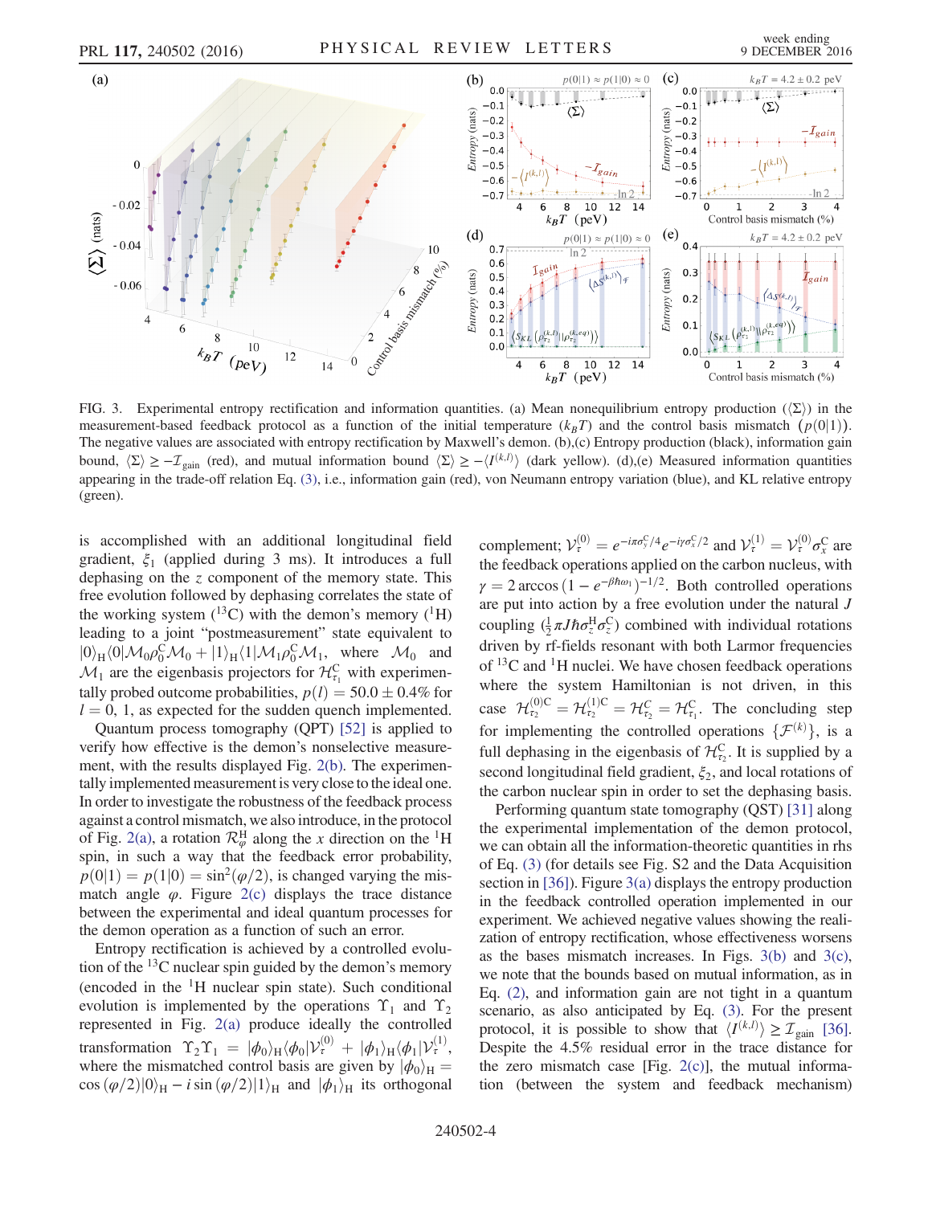FIG. 3. Experimental entropy rectification and information quantities. (a) Mean nonequilibrium entropy production ($\langle\Sigma\rangle$) in the measurement-based feedback protocol as a function of the initial temperature ($k_BT$) and the control basis mismatch ($p(0|1)$). The negative values are associated with entropy rectification by Maxwell's demon. (b),(c) Entropy production (black), information gain bound, $\langle\Sigma\rangle \geq -\mathcal{I}_{\text{gain}}$ (red), and mutual information bound $\langle\Sigma\rangle \geq -\langle I^{(k,l)}\rangle$ (dark yellow). (d),(e) Measured information quantities appearing in the trade-off relation Eq. (3), i.e., information gain (red), von Neumann entropy variation (blue), and KL relative entropy (green).

is accomplished with an additional longitudinal field gradient, $\xi_1$ (applied during 3 ms). It introduces a full dephasing on the $z$ component of the memory state. This free evolution followed by dephasing correlates the state of the working system ($^{13}$C) with the demon's memory ($^{1}$H) leading to a joint "postmeasurement" state equivalent to $|0\rangle_{\text{H}}\langle 0|\mathcal{M}_0\rho_0^{\text{C}}\mathcal{M}_0 + |1\rangle_{\text{H}}\langle 1|\mathcal{M}_1\rho_0^{\text{C}}\mathcal{M}_1$, where $\mathcal{M}_0$ and $\mathcal{M}_1$ are the eigenbasis projectors for $\mathcal{H}_{\tau_1}^{\text{C}}$ with experimentally probed outcome probabilities, $p(l) = 50.0 \pm 0.4\%$ for $l = 0, 1$, as expected for the sudden quench implemented.

Quantum process tomography (QPT) [52] is applied to verify how effective is the demon's nonselective measurement, with the results displayed Fig. 2(b). The experimentally implemented measurement is very close to the ideal one. In order to investigate the robustness of the feedback process against a control mismatch, we also introduce, in the protocol of Fig. 2(a), a rotation $\mathcal{R}_{\varphi}^{\text{H}}$ along the $x$ direction on the $^{1}$H spin, in such a way that the feedback error probability, $p(0|1) = p(1|0) = \sin^2(\varphi/2)$, is changed varying the mismatch angle $\varphi$. Figure 2(c) displays the trace distance between the experimental and ideal quantum processes for the demon operation as a function of such an error.

Entropy rectification is achieved by a controlled evolution of the $^{13}$C nuclear spin guided by the demon's memory (encoded in the $^{1}$H nuclear spin state). Such conditional evolution is implemented by the operations $\Upsilon_1$ and $\Upsilon_2$ represented in Fig. 2(a) produce ideally the controlled transformation $\Upsilon_2\Upsilon_1 = |\phi_0\rangle_{\text{H}}\langle\phi_0|\mathcal{V}_{\tau}^{(0)} + |\phi_1\rangle_{\text{H}}\langle\phi_1|\mathcal{V}_{\tau}^{(1)}$, where the mismatched control basis are given by $|\phi_0\rangle_{\text{H}} = \cos(\varphi/2)|0\rangle_{\text{H}} - i\sin(\varphi/2)|1\rangle_{\text{H}}$ and $|\phi_1\rangle_{\text{H}}$ its orthogonal complement; $\mathcal{V}_{\tau}^{(0)} = e^{-i\pi\sigma_y^{\text{C}}/4}e^{-i\gamma\sigma_x^{\text{C}}/2}$ and $\mathcal{V}_{\tau}^{(1)} = \mathcal{V}_{\tau}^{(0)}\sigma_x^{\text{C}}$ are the feedback operations applied on the carbon nucleus, with $\gamma = 2\arccos(1 - e^{-\beta\hbar\omega_1})^{-1/2}$. Both controlled operations are put into action by a free evolution under the natural $J$ coupling ($\frac{1}{2}\pi J\hbar\sigma_z^{\text{H}}\sigma_z^{\text{C}}$) combined with individual rotations driven by rf-fields resonant with both Larmor frequencies of $^{13}$C and $^{1}$H nuclei. We have chosen feedback operations where the system Hamiltonian is not driven, in this case $\mathcal{H}_{\tau_2}^{(0)\text{C}} = \mathcal{H}_{\tau_2}^{(1)\text{C}} = \mathcal{H}_{\tau_2}^{\text{C}} = \mathcal{H}_{\tau_1}^{\text{C}}$. The concluding step for implementing the controlled operations $\{\mathcal{F}^{(k)}\}$, is a full dephasing in the eigenbasis of $\mathcal{H}_{\tau_2}^{\text{C}}$. It is supplied by a second longitudinal field gradient, $\xi_2$, and local rotations of the carbon nuclear spin in order to set the dephasing basis.

Performing quantum state tomography (QST) [31] along the experimental implementation of the demon protocol, we can obtain all the information-theoretic quantities in rhs of Eq. (3) (for details see Fig. S2 and the Data Acquisition section in [36]). Figure 3(a) displays the entropy production in the feedback controlled operation implemented in our experiment. We achieved negative values showing the realization of entropy rectification, whose effectiveness worsens as the bases mismatch increases. In Figs. 3(b) and 3(c), we note that the bounds based on mutual information, as in Eq. (2), and information gain are not tight in a quantum scenario, as also anticipated by Eq. (3). For the present protocol, it is possible to show that $\langle I^{(k,l)}\rangle \geq \mathcal{I}_{\text{gain}}$ [36]. Despite the 4.5% residual error in the trace distance for the zero mismatch case [Fig. 2(c)], the mutual information (between the system and feedback mechanism)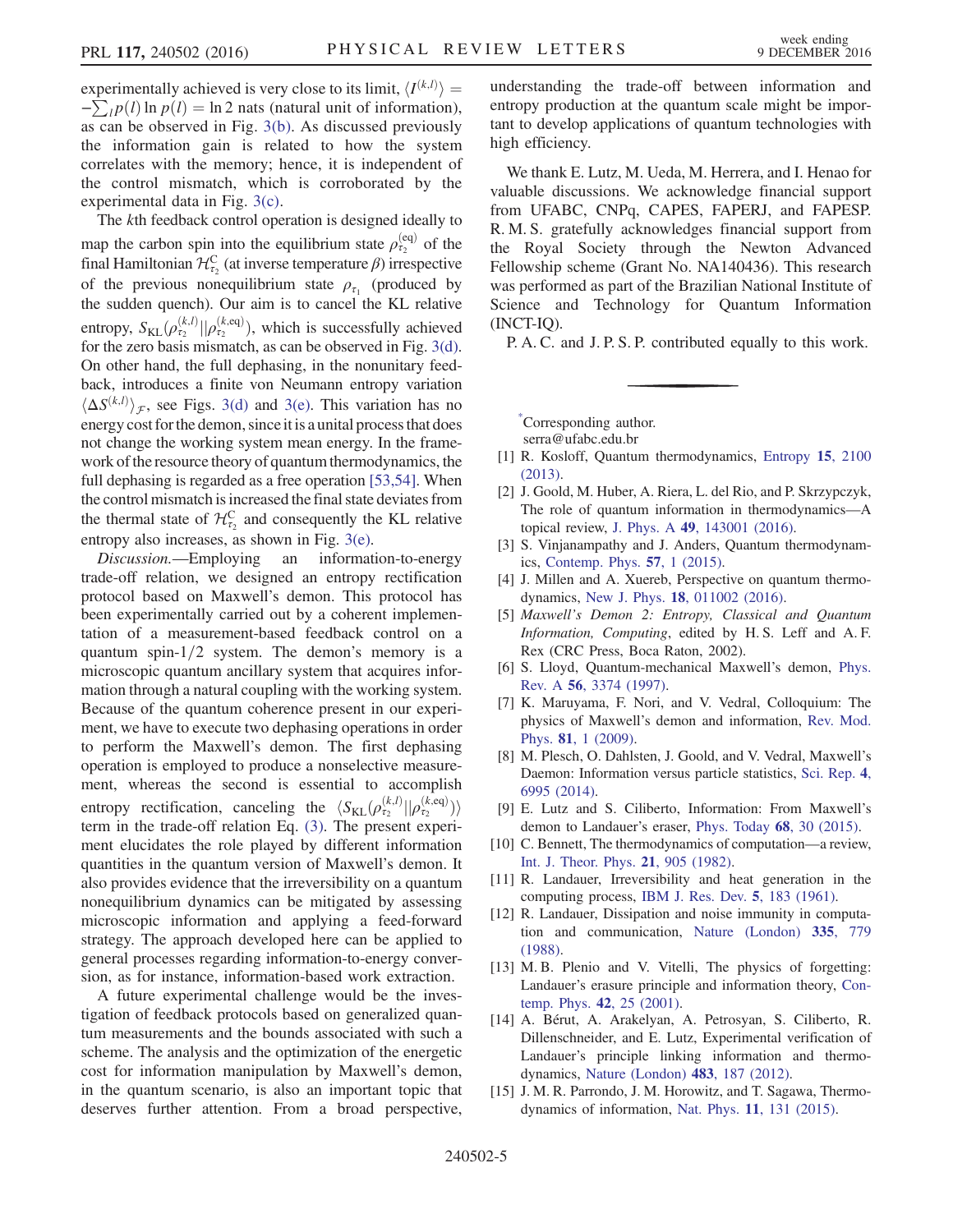experimentally achieved is very close to its limit, $\langle I^{(k,l)}\rangle = -\sum_l p(l) \ln p(l) = \ln 2$ nats (natural unit of information), as can be observed in Fig. 3(b). As discussed previously the information gain is related to how the system correlates with the memory; hence, it is independent of the control mismatch, which is corroborated by the experimental data in Fig. 3(c).

The $k$th feedback control operation is designed ideally to map the carbon spin into the equilibrium state $\rho_{\tau_2}^{(\text{eq})}$ of the final Hamiltonian $\mathcal{H}_{\tau_2}^{\text{C}}$ (at inverse temperature $\beta$) irrespective of the previous nonequilibrium state $\rho_{\tau_1}$ (produced by the sudden quench). Our aim is to cancel the KL relative entropy, $S_{\text{KL}}(\rho_{\tau_2}^{(k,l)} || \rho_{\tau_2}^{(k,\text{eq})})$, which is successfully achieved for the zero basis mismatch, as can be observed in Fig. 3(d). On other hand, the full dephasing, in the nonunitary feedback, introduces a finite von Neumann entropy variation $\langle \Delta S^{(k,l)} \rangle_{\mathcal{F}}$, see Figs. 3(d) and 3(e). This variation has no energy cost for the demon, since it is a unital process that does not change the working system mean energy. In the framework of the resource theory of quantum thermodynamics, the full dephasing is regarded as a free operation [53,54]. When the control mismatch is increased the final state deviates from the thermal state of $\mathcal{H}_{\tau_2}^{\text{C}}$ and consequently the KL relative entropy also increases, as shown in Fig. 3(e).

*Discussion.*—Employing an information-to-energy trade-off relation, we designed an entropy rectification protocol based on Maxwell's demon. This protocol has been experimentally carried out by a coherent implementation of a measurement-based feedback control on a quantum spin-1/2 system. The demon's memory is a microscopic quantum ancillary system that acquires information through a natural coupling with the working system. Because of the quantum coherence present in our experiment, we have to execute two dephasing operations in order to perform the Maxwell's demon. The first dephasing operation is employed to produce a nonselective measurement, whereas the second is essential to accomplish entropy rectification, canceling the $\langle S_{\text{KL}}(\rho_{\tau_2}^{(k,l)} || \rho_{\tau_2}^{(k,\text{eq})}) \rangle$ term in the trade-off relation Eq. (3). The present experiment elucidates the role played by different information quantities in the quantum version of Maxwell's demon. It also provides evidence that the irreversibility on a quantum nonequilibrium dynamics can be mitigated by assessing microscopic information and applying a feed-forward strategy. The approach developed here can be applied to general processes regarding information-to-energy conversion, as for instance, information-based work extraction.

A future experimental challenge would be the investigation of feedback protocols based on generalized quantum measurements and the bounds associated with such a scheme. The analysis and the optimization of the energetic cost for information manipulation by Maxwell's demon, in the quantum scenario, is also an important topic that deserves further attention. From a broad perspective, understanding the trade-off between information and entropy production at the quantum scale might be important to develop applications of quantum technologies with high efficiency.

We thank E. Lutz, M. Ueda, M. Herrera, and I. Henao for valuable discussions. We acknowledge financial support from UFABC, CNPq, CAPES, FAPERJ, and FAPESP. R. M. S. gratefully acknowledges financial support from the Royal Society through the Newton Advanced Fellowship scheme (Grant No. NA140436). This research was performed as part of the Brazilian National Institute of Science and Technology for Quantum Information (INCT-IQ).

P. A. C. and J. P. S. P. contributed equally to this work.

---

[*]Corresponding author.
serra@ufabc.edu.br

[1] R. Kosloff, Quantum thermodynamics, Entropy **15**, 2100 (2013).

[2] J. Goold, M. Huber, A. Riera, L. del Rio, and P. Skrzypczyk, The role of quantum information in thermodynamics—A topical review, J. Phys. A **49**, 143001 (2016).

[3] S. Vinjanampathy and J. Anders, Quantum thermodynamics, Contemp. Phys. **57**, 1 (2015).

[4] J. Millen and A. Xuereb, Perspective on quantum thermodynamics, New J. Phys. **18**, 011002 (2016).

[5] *Maxwell's Demon 2: Entropy, Classical and Quantum Information, Computing*, edited by H. S. Leff and A. F. Rex (CRC Press, Boca Raton, 2002).

[6] S. Lloyd, Quantum-mechanical Maxwell's demon, Phys. Rev. A **56**, 3374 (1997).

[7] K. Maruyama, F. Nori, and V. Vedral, Colloquium: The physics of Maxwell's demon and information, Rev. Mod. Phys. **81**, 1 (2009).

[8] M. Plesch, O. Dahlsten, J. Goold, and V. Vedral, Maxwell's Daemon: Information versus particle statistics, Sci. Rep. **4**, 6995 (2014).

[9] E. Lutz and S. Ciliberto, Information: From Maxwell's demon to Landauer's eraser, Phys. Today **68**, 30 (2015).

[10] C. Bennett, The thermodynamics of computation—a review, Int. J. Theor. Phys. **21**, 905 (1982).

[11] R. Landauer, Irreversibility and heat generation in the computing process, IBM J. Res. Dev. **5**, 183 (1961).

[12] R. Landauer, Dissipation and noise immunity in computation and communication, Nature (London) **335**, 779 (1988).

[13] M. B. Plenio and V. Vitelli, The physics of forgetting: Landauer's erasure principle and information theory, Contemp. Phys. **42**, 25 (2001).

[14] A. Bérut, A. Arakelyan, A. Petrosyan, S. Ciliberto, R. Dillenschneider, and E. Lutz, Experimental verification of Landauer's principle linking information and thermodynamics, Nature (London) **483**, 187 (2012).

[15] J. M. R. Parrondo, J. M. Horowitz, and T. Sagawa, Thermodynamics of information, Nat. Phys. **11**, 131 (2015).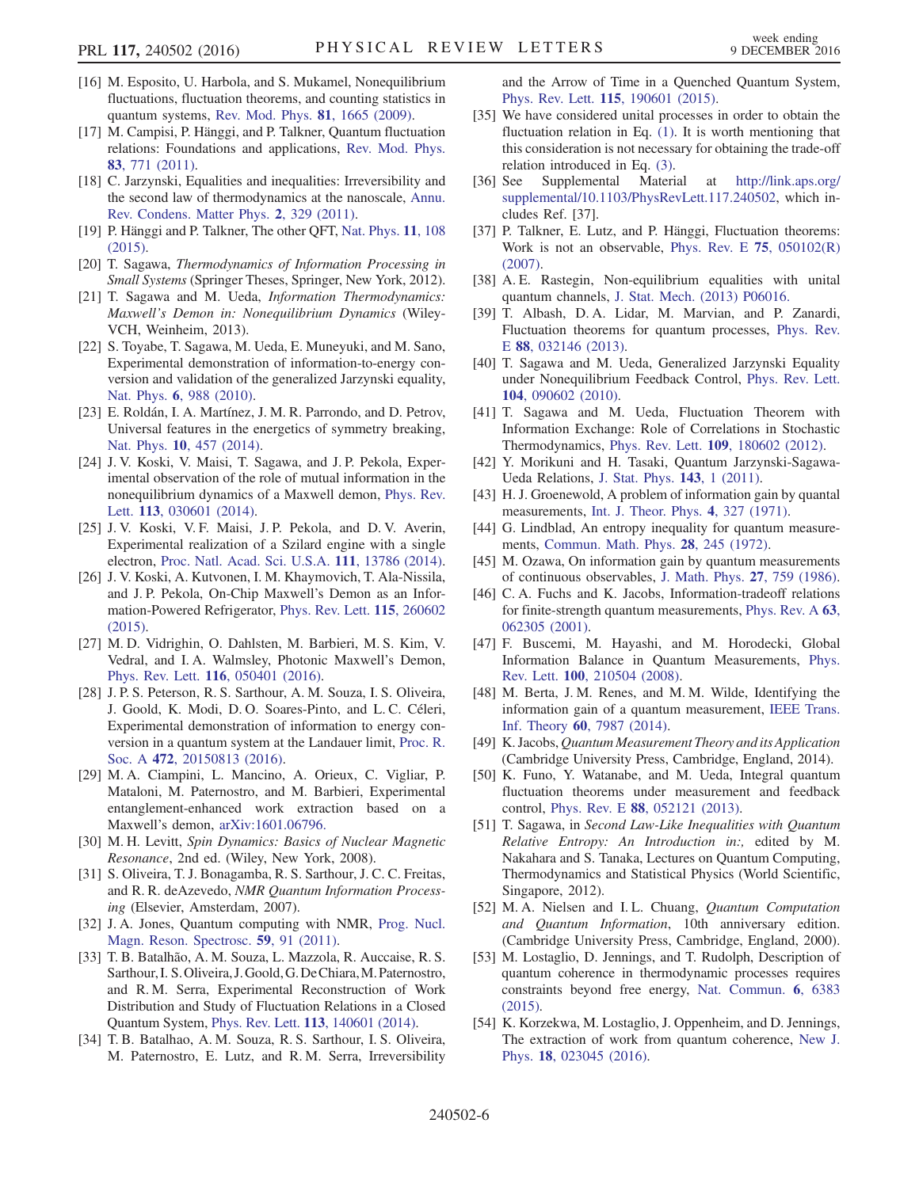[16] M. Esposito, U. Harbola, and S. Mukamel, Nonequilibrium fluctuations, fluctuation theorems, and counting statistics in quantum systems, Rev. Mod. Phys. **81**, 1665 (2009).

[17] M. Campisi, P. Hänggi, and P. Talkner, Quantum fluctuation relations: Foundations and applications, Rev. Mod. Phys. **83**, 771 (2011).

[18] C. Jarzynski, Equalities and inequalities: Irreversibility and the second law of thermodynamics at the nanoscale, Annu. Rev. Condens. Matter Phys. **2**, 329 (2011).

[19] P. Hänggi and P. Talkner, The other QFT, Nat. Phys. **11**, 108 (2015).

[20] T. Sagawa, *Thermodynamics of Information Processing in Small Systems* (Springer Theses, Springer, New York, 2012).

[21] T. Sagawa and M. Ueda, *Information Thermodynamics: Maxwell's Demon in: Nonequilibrium Dynamics* (Wiley-VCH, Weinheim, 2013).

[22] S. Toyabe, T. Sagawa, M. Ueda, E. Muneyuki, and M. Sano, Experimental demonstration of information-to-energy conversion and validation of the generalized Jarzynski equality, Nat. Phys. **6**, 988 (2010).

[23] E. Roldán, I. A. Martínez, J. M. R. Parrondo, and D. Petrov, Universal features in the energetics of symmetry breaking, Nat. Phys. **10**, 457 (2014).

[24] J. V. Koski, V. Maisi, T. Sagawa, and J. P. Pekola, Experimental observation of the role of mutual information in the nonequilibrium dynamics of a Maxwell demon, Phys. Rev. Lett. **113**, 030601 (2014).

[25] J. V. Koski, V. F. Maisi, J. P. Pekola, and D. V. Averin, Experimental realization of a Szilard engine with a single electron, Proc. Natl. Acad. Sci. U.S.A. **111**, 13786 (2014).

[26] J. V. Koski, A. Kutvonen, I. M. Khaymovich, T. Ala-Nissila, and J. P. Pekola, On-Chip Maxwell's Demon as an Information-Powered Refrigerator, Phys. Rev. Lett. **115**, 260602 (2015).

[27] M. D. Vidrighin, O. Dahlsten, M. Barbieri, M. S. Kim, V. Vedral, and I. A. Walmsley, Photonic Maxwell's Demon, Phys. Rev. Lett. **116**, 050401 (2016).

[28] J. P. S. Peterson, R. S. Sarthour, A. M. Souza, I. S. Oliveira, J. Goold, K. Modi, D. O. Soares-Pinto, and L. C. Céleri, Experimental demonstration of information to energy conversion in a quantum system at the Landauer limit, Proc. R. Soc. A **472**, 20150813 (2016).

[29] M. A. Ciampini, L. Mancino, A. Orieux, C. Vigliar, P. Mataloni, M. Paternostro, and M. Barbieri, Experimental entanglement-enhanced work extraction based on a Maxwell's demon, arXiv:1601.06796.

[30] M. H. Levitt, *Spin Dynamics: Basics of Nuclear Magnetic Resonance*, 2nd ed. (Wiley, New York, 2008).

[31] S. Oliveira, T. J. Bonagamba, R. S. Sarthour, J. C. C. Freitas, and R. R. deAzevedo, *NMR Quantum Information Processing* (Elsevier, Amsterdam, 2007).

[32] J. A. Jones, Quantum computing with NMR, Prog. Nucl. Magn. Reson. Spectrosc. **59**, 91 (2011).

[33] T. B. Batalhão, A. M. Souza, L. Mazzola, R. Auccaise, R. S. Sarthour, I. S. Oliveira, J. Goold, G. De Chiara, M. Paternostro, and R. M. Serra, Experimental Reconstruction of Work Distribution and Study of Fluctuation Relations in a Closed Quantum System, Phys. Rev. Lett. **113**, 140601 (2014).

[34] T. B. Batalhao, A. M. Souza, R. S. Sarthour, I. S. Oliveira, M. Paternostro, E. Lutz, and R. M. Serra, Irreversibility and the Arrow of Time in a Quenched Quantum System, Phys. Rev. Lett. **115**, 190601 (2015).

[35] We have considered unital processes in order to obtain the fluctuation relation in Eq. (1). It is worth mentioning that this consideration is not necessary for obtaining the trade-off relation introduced in Eq. (3).

[36] See Supplemental Material at http://link.aps.org/supplemental/10.1103/PhysRevLett.117.240502, which includes Ref. [37].

[37] P. Talkner, E. Lutz, and P. Hänggi, Fluctuation theorems: Work is not an observable, Phys. Rev. E **75**, 050102(R) (2007).

[38] A. E. Rastegin, Non-equilibrium equalities with unital quantum channels, J. Stat. Mech. (2013) P06016.

[39] T. Albash, D. A. Lidar, M. Marvian, and P. Zanardi, Fluctuation theorems for quantum processes, Phys. Rev. E **88**, 032146 (2013).

[40] T. Sagawa and M. Ueda, Generalized Jarzynski Equality under Nonequilibrium Feedback Control, Phys. Rev. Lett. **104**, 090602 (2010).

[41] T. Sagawa and M. Ueda, Fluctuation Theorem with Information Exchange: Role of Correlations in Stochastic Thermodynamics, Phys. Rev. Lett. **109**, 180602 (2012).

[42] Y. Morikuni and H. Tasaki, Quantum Jarzynski-Sagawa-Ueda Relations, J. Stat. Phys. **143**, 1 (2011).

[43] H. J. Groenewold, A problem of information gain by quantal measurements, Int. J. Theor. Phys. **4**, 327 (1971).

[44] G. Lindblad, An entropy inequality for quantum measurements, Commun. Math. Phys. **28**, 245 (1972).

[45] M. Ozawa, On information gain by quantum measurements of continuous observables, J. Math. Phys. **27**, 759 (1986).

[46] C. A. Fuchs and K. Jacobs, Information-tradeoff relations for finite-strength quantum measurements, Phys. Rev. A **63**, 062305 (2001).

[47] F. Buscemi, M. Hayashi, and M. Horodecki, Global Information Balance in Quantum Measurements, Phys. Rev. Lett. **100**, 210504 (2008).

[48] M. Berta, J. M. Renes, and M. M. Wilde, Identifying the information gain of a quantum measurement, IEEE Trans. Inf. Theory **60**, 7987 (2014).

[49] K. Jacobs, *Quantum Measurement Theory and its Application* (Cambridge University Press, Cambridge, England, 2014).

[50] K. Funo, Y. Watanabe, and M. Ueda, Integral quantum fluctuation theorems under measurement and feedback control, Phys. Rev. E **88**, 052121 (2013).

[51] T. Sagawa, in *Second Law-Like Inequalities with Quantum Relative Entropy: An Introduction in:,* edited by M. Nakahara and S. Tanaka, Lectures on Quantum Computing, Thermodynamics and Statistical Physics (World Scientific, Singapore, 2012).

[52] M. A. Nielsen and I. L. Chuang, *Quantum Computation and Quantum Information*, 10th anniversary edition. (Cambridge University Press, Cambridge, England, 2000).

[53] M. Lostaglio, D. Jennings, and T. Rudolph, Description of quantum coherence in thermodynamic processes requires constraints beyond free energy, Nat. Commun. **6**, 6383 (2015).

[54] K. Korzekwa, M. Lostaglio, J. Oppenheim, and D. Jennings, The extraction of work from quantum coherence, New J. Phys. **18**, 023045 (2016).